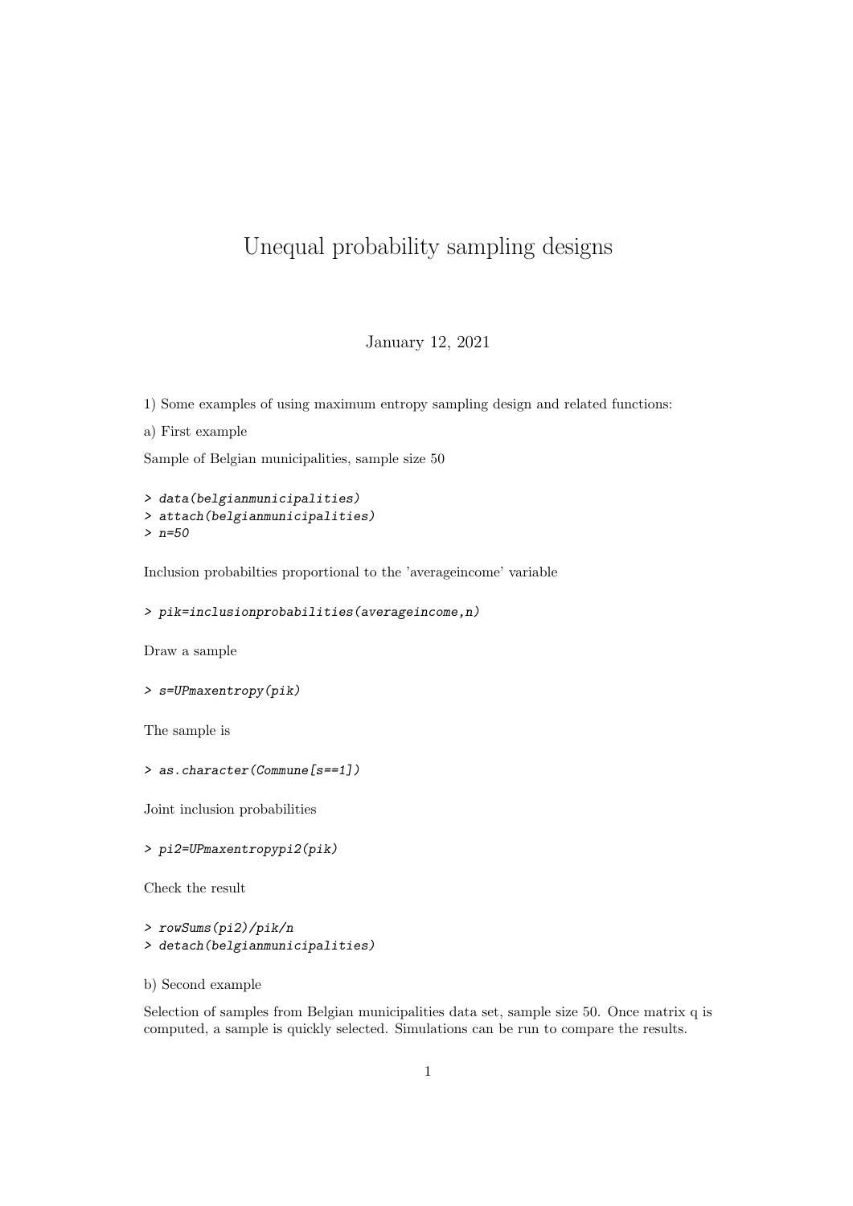# Unequal probability sampling designs

January 12, 2021

1) Some examples of using maximum entropy sampling design and related functions:

a) First example

Sample of Belgian municipalities, sample size 50

```
> data(belgianmunicipalities)
> attach(belgianmunicipalities)
> n=50
```

Inclusion probabilties proportional to the 'averageincome' variable

```
> pik=inclusionprobabilities(averageincome,n)
```

Draw a sample

```
> s=UPmaxentropy(pik)
```

The sample is

```
> as.character(Commune[s==1])
```

Joint inclusion probabilities

```
> pi2=UPmaxentropypi2(pik)
```

Check the result

```
> rowSums(pi2)/pik/n
> detach(belgianmunicipalities)
```

b) Second example

Selection of samples from Belgian municipalities data set, sample size 50. Once matrix q is computed, a sample is quickly selected. Simulations can be run to compare the results.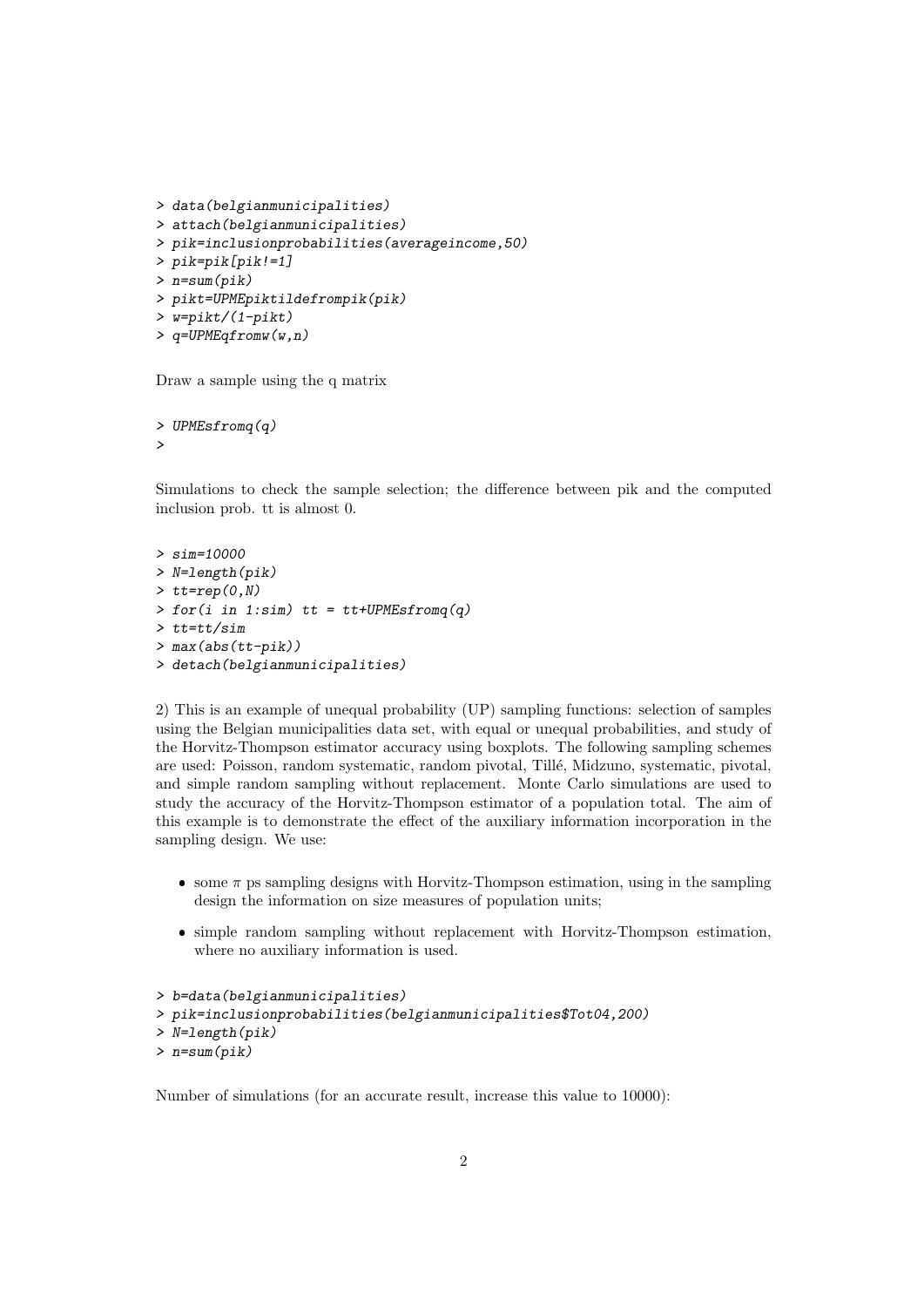```
> data(belgianmunicipalities)
> attach(belgianmunicipalities)
> pik=inclusionprobabilities(averageincome,50)
> pik=pik[pik!=1]
> n=sum(pik)
> pikt=UPMEpiktildefrompik(pik)
> w=pikt/(1-pikt)
> q=UPMEqfromw(w,n)
```

Draw a sample using the q matrix

```
> UPMEsfromq(q)
>
```

Simulations to check the sample selection; the difference between pik and the computed inclusion prob. tt is almost 0.

```
> sim=10000
> N=length(pik)
> tt=rep(0,N)
> for(i in 1:sim) tt = tt+UPMEsfromq(q)
> tt=tt/sim
> max(abs(tt-pik))
> detach(belgianmunicipalities)
```

2) This is an example of unequal probability (UP) sampling functions: selection of samples using the Belgian municipalities data set, with equal or unequal probabilities, and study of the Horvitz-Thompson estimator accuracy using boxplots. The following sampling schemes are used: Poisson, random systematic, random pivotal, Tillé, Midzuno, systematic, pivotal, and simple random sampling without replacement. Monte Carlo simulations are used to study the accuracy of the Horvitz-Thompson estimator of a population total. The aim of this example is to demonstrate the effect of the auxiliary information incorporation in the sampling design. We use:

- some $\pi$ ps sampling designs with Horvitz-Thompson estimation, using in the sampling design the information on size measures of population units;
- simple random sampling without replacement with Horvitz-Thompson estimation, where no auxiliary information is used.

```
> b=data(belgianmunicipalities)
> pik=inclusionprobabilities(belgianmunicipalities$Tot04,200)
> N=length(pik)
> n=sum(pik)
```

Number of simulations (for an accurate result, increase this value to 10000):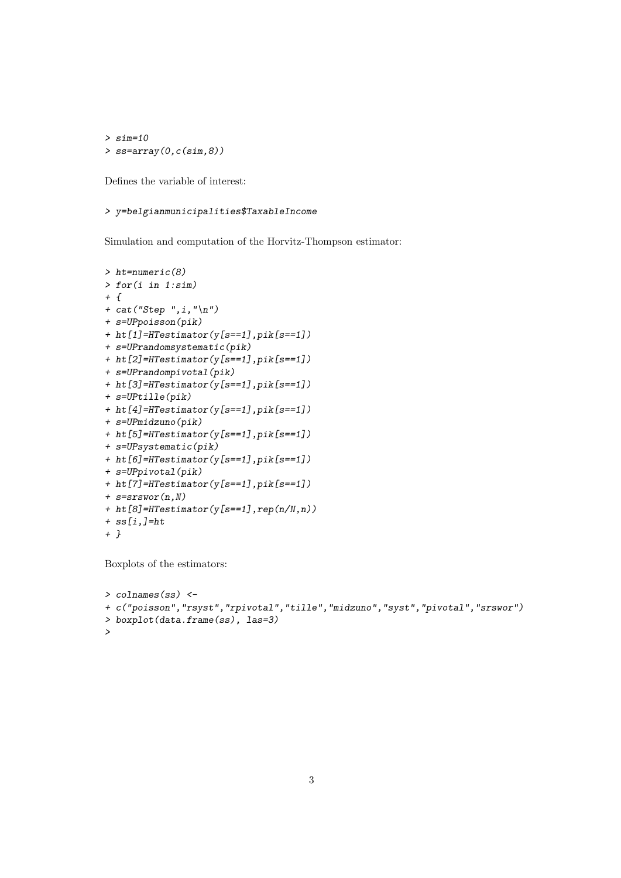```
> sim=10
> ss=array(0,c(sim,8))
```

Defines the variable of interest:

```
> y=belgianmunicipalities$TaxableIncome
```

Simulation and computation of the Horvitz-Thompson estimator:

```
> ht=numeric(8)
> for(i in 1:sim)
+ {
+ cat("Step ",i,"\n")
+ s=UPpoisson(pik)
+ ht[1]=HTestimator(y[s==1],pik[s==1])
+ s=UPrandomsystematic(pik)
+ ht[2]=HTestimator(y[s==1],pik[s==1])
+ s=UPrandompivotal(pik)
+ ht[3]=HTestimator(y[s==1],pik[s==1])
+ s=UPtille(pik)
+ ht[4]=HTestimator(y[s==1],pik[s==1])
+ s=UPmidzuno(pik)
+ ht[5]=HTestimator(y[s==1],pik[s==1])
+ s=UPsystematic(pik)
+ ht[6]=HTestimator(y[s==1],pik[s==1])
+ s=UPpivotal(pik)
+ ht[7]=HTestimator(y[s==1],pik[s==1])
+ s=srswor(n,N)
+ ht[8]=HTestimator(y[s==1],rep(n/N,n))
+ ss[i,]=ht
+ }
```

Boxplots of the estimators:

```
> colnames(ss) <-
+ c("poisson","rsyst","rpivotal","tille","midzuno","syst","pivotal","srswor")
> boxplot(data.frame(ss), las=3)
>
```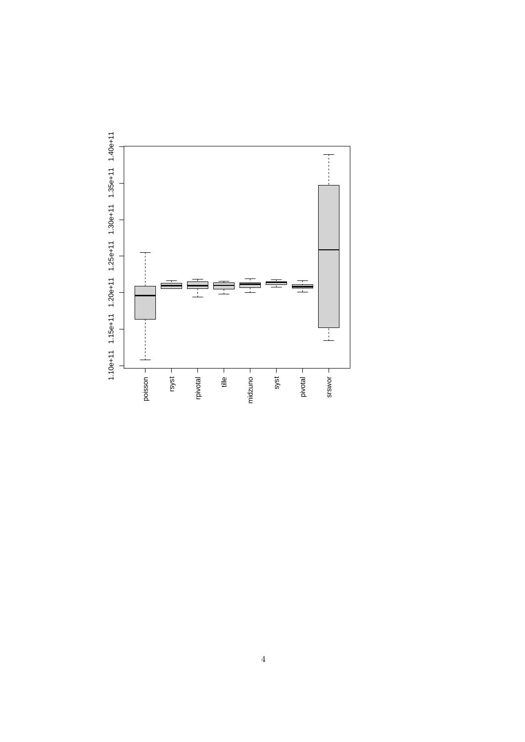1.10e+11
1.15e+11
1.20e+11
1.25e+11
1.30e+11
1.35e+11
1.40e+11

poisson
rsyst
rpivotal
tille
midzuno
syst
pivotal
srswor